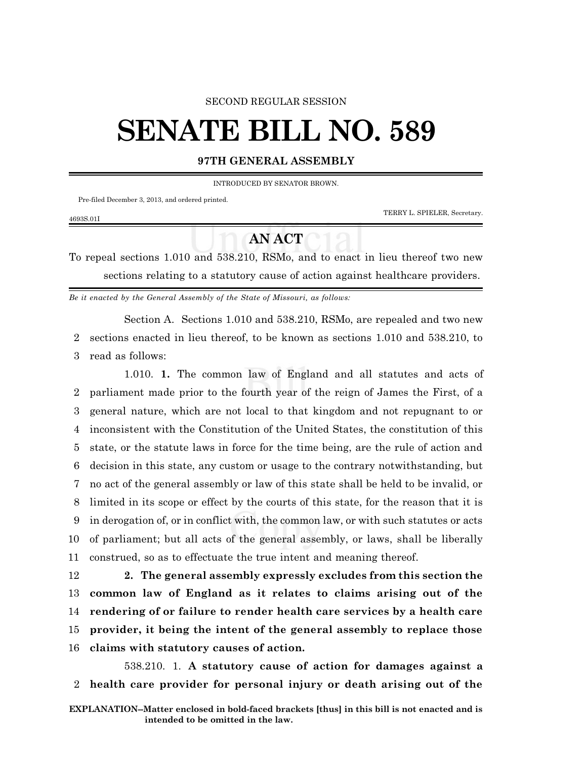SECOND REGULAR SESSION

# SENATE BILL NO. 589

**97TH GENERAL ASSEMBLY**

INTRODUCED BY SENATOR BROWN.

Pre-filed December 3, 2013, and ordered printed.

TERRY L. SPIELER, Secretary.

4693S.01I

## AN ACT

To repeal sections 1.010 and 538.210, RSMo, and to enact in lieu thereof two new sections relating to a statutory cause of action against healthcare providers.

*Be it enacted by the General Assembly of the State of Missouri, as follows:*

Section A. Sections 1.010 and 538.210, RSMo, are repealed and two new sections enacted in lieu thereof, to be known as sections 1.010 and 538.210, to read as follows:

1.010. **1.** The common law of England and all statutes and acts of parliament made prior to the fourth year of the reign of James the First, of a general nature, which are not local to that kingdom and not repugnant to or inconsistent with the Constitution of the United States, the constitution of this state, or the statute laws in force for the time being, are the rule of action and decision in this state, any custom or usage to the contrary notwithstanding, but no act of the general assembly or law of this state shall be held to be invalid, or limited in its scope or effect by the courts of this state, for the reason that it is in derogation of, or in conflict with, the common law, or with such statutes or acts of parliament; but all acts of the general assembly, or laws, shall be liberally construed, so as to effectuate the true intent and meaning thereof.

**2. The general assembly expressly excludes from this section the common law of England as it relates to claims arising out of the rendering of or failure to render health care services by a health care provider, it being the intent of the general assembly to replace those claims with statutory causes of action.**

538.210. 1. **A statutory cause of action for damages against a health care provider for personal injury or death arising out of the**

**EXPLANATION–Matter enclosed in bold-faced brackets [thus] in this bill is not enacted and is intended to be omitted in the law.**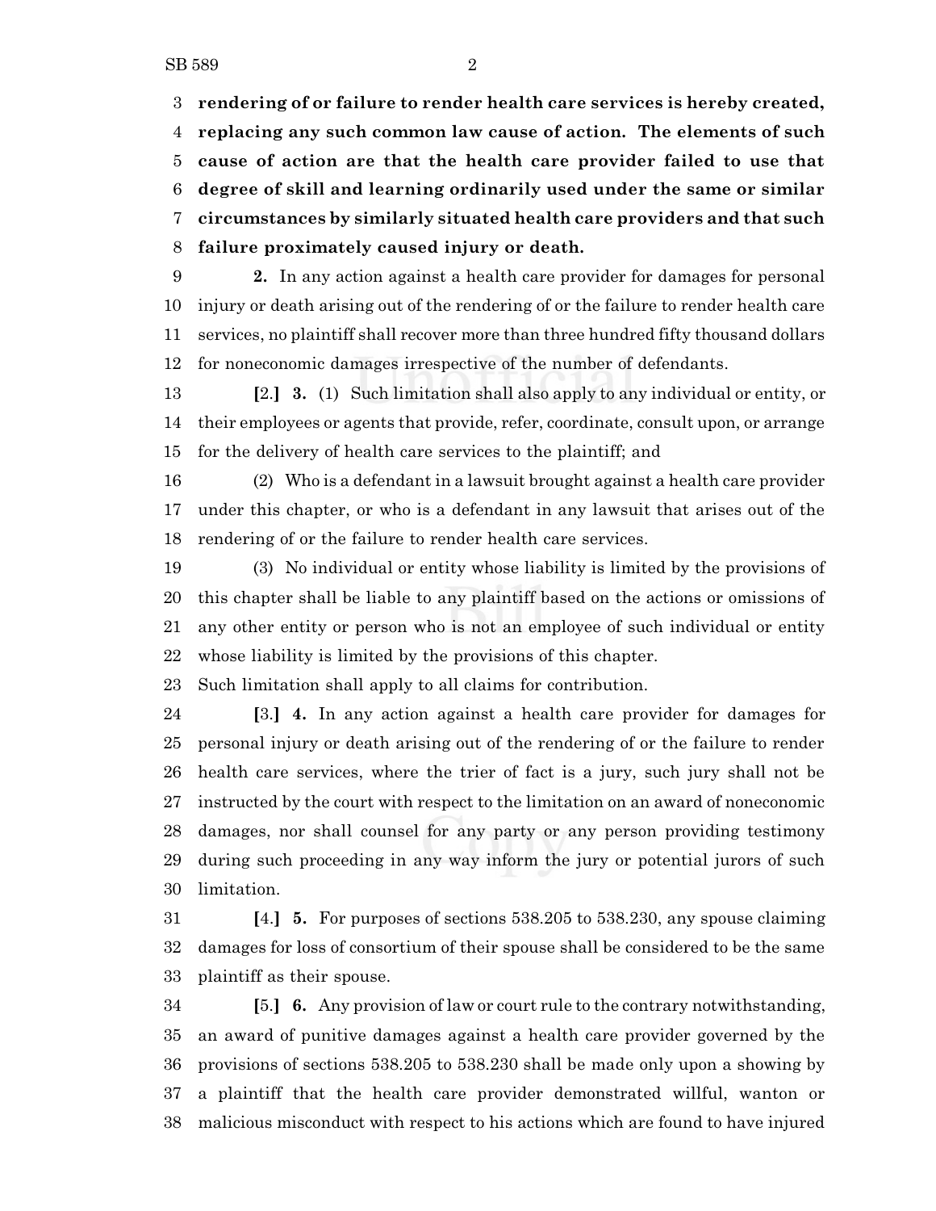**rendering of or failure to render health care services is hereby created, replacing any such common law cause of action. The elements of such cause of action are that the health care provider failed to use that degree of skill and learning ordinarily used under the same or similar circumstances by similarly situated health care providers and that such failure proximately caused injury or death.**

**2.** In any action against a health care provider for damages for personal injury or death arising out of the rendering of or the failure to render health care services, no plaintiff shall recover more than three hundred fifty thousand dollars for noneconomic damages irrespective of the number of defendants.

**[**2.**] 3.** (1) Such limitation shall also apply to any individual or entity, or their employees or agents that provide, refer, coordinate, consult upon, or arrange for the delivery of health care services to the plaintiff; and

(2) Who is a defendant in a lawsuit brought against a health care provider under this chapter, or who is a defendant in any lawsuit that arises out of the rendering of or the failure to render health care services.

(3) No individual or entity whose liability is limited by the provisions of this chapter shall be liable to any plaintiff based on the actions or omissions of any other entity or person who is not an employee of such individual or entity whose liability is limited by the provisions of this chapter.

Such limitation shall apply to all claims for contribution.

**[**3.**] 4.** In any action against a health care provider for damages for personal injury or death arising out of the rendering of or the failure to render health care services, where the trier of fact is a jury, such jury shall not be instructed by the court with respect to the limitation on an award of noneconomic damages, nor shall counsel for any party or any person providing testimony during such proceeding in any way inform the jury or potential jurors of such limitation.

**[**4.**] 5.** For purposes of sections 538.205 to 538.230, any spouse claiming damages for loss of consortium of their spouse shall be considered to be the same plaintiff as their spouse.

**[**5.**] 6.** Any provision of law or court rule to the contrary notwithstanding, an award of punitive damages against a health care provider governed by the provisions of sections 538.205 to 538.230 shall be made only upon a showing by a plaintiff that the health care provider demonstrated willful, wanton or malicious misconduct with respect to his actions which are found to have injured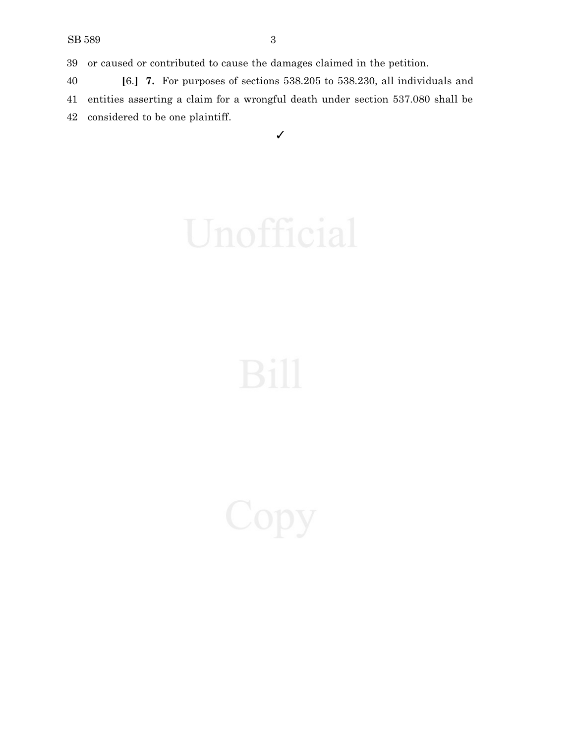or caused or contributed to cause the damages claimed in the petition.

[6.] **7.** For purposes of sections 538.205 to 538.230, all individuals and entities asserting a claim for a wrongful death under section 537.080 shall be considered to be one plaintiff.

✓